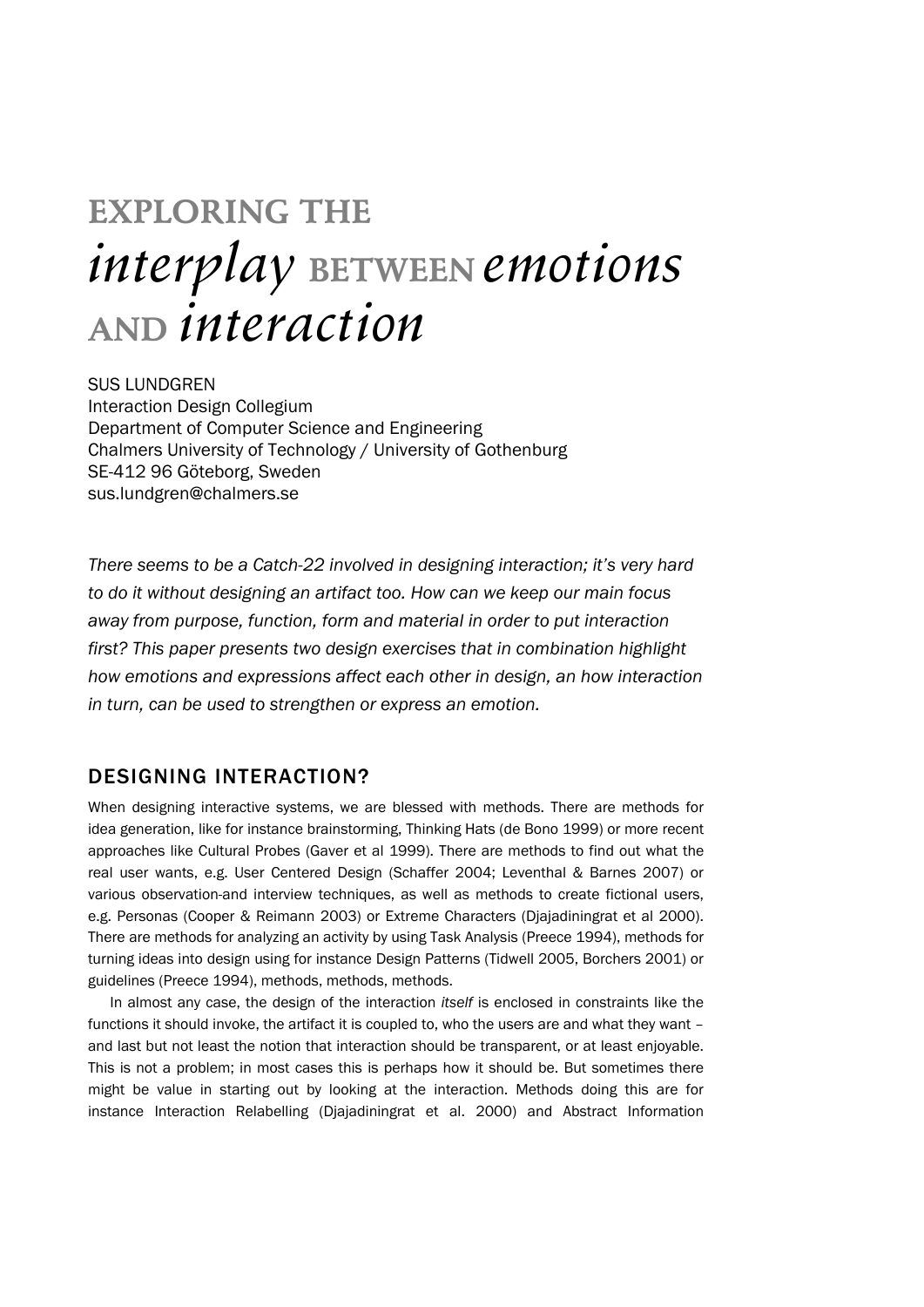# EXPLORING THE *interplay* BETWEEN *emotions* AND *interaction*

SUS LUNDGREN  
Interaction Design Collegium  
Department of Computer Science and Engineering  
Chalmers University of Technology / University of Gothenburg  
SE-412 96 Göteborg, Sweden  
sus.lundgren@chalmers.se

*There seems to be a Catch-22 involved in designing interaction; it's very hard to do it without designing an artifact too. How can we keep our main focus away from purpose, function, form and material in order to put interaction first? This paper presents two design exercises that in combination highlight how emotions and expressions affect each other in design, an how interaction in turn, can be used to strengthen or express an emotion.*

## DESIGNING INTERACTION?

When designing interactive systems, we are blessed with methods. There are methods for idea generation, like for instance brainstorming, Thinking Hats (de Bono 1999) or more recent approaches like Cultural Probes (Gaver et al 1999). There are methods to find out what the real user wants, e.g. User Centered Design (Schaffer 2004; Leventhal & Barnes 2007) or various observation-and interview techniques, as well as methods to create fictional users, e.g. Personas (Cooper & Reimann 2003) or Extreme Characters (Djajadiningrat et al 2000). There are methods for analyzing an activity by using Task Analysis (Preece 1994), methods for turning ideas into design using for instance Design Patterns (Tidwell 2005, Borchers 2001) or guidelines (Preece 1994), methods, methods, methods.

In almost any case, the design of the interaction *itself* is enclosed in constraints like the functions it should invoke, the artifact it is coupled to, who the users are and what they want – and last but not least the notion that interaction should be transparent, or at least enjoyable. This is not a problem; in most cases this is perhaps how it should be. But sometimes there might be value in starting out by looking at the interaction. Methods doing this are for instance Interaction Relabelling (Djajadiningrat et al. 2000) and Abstract Information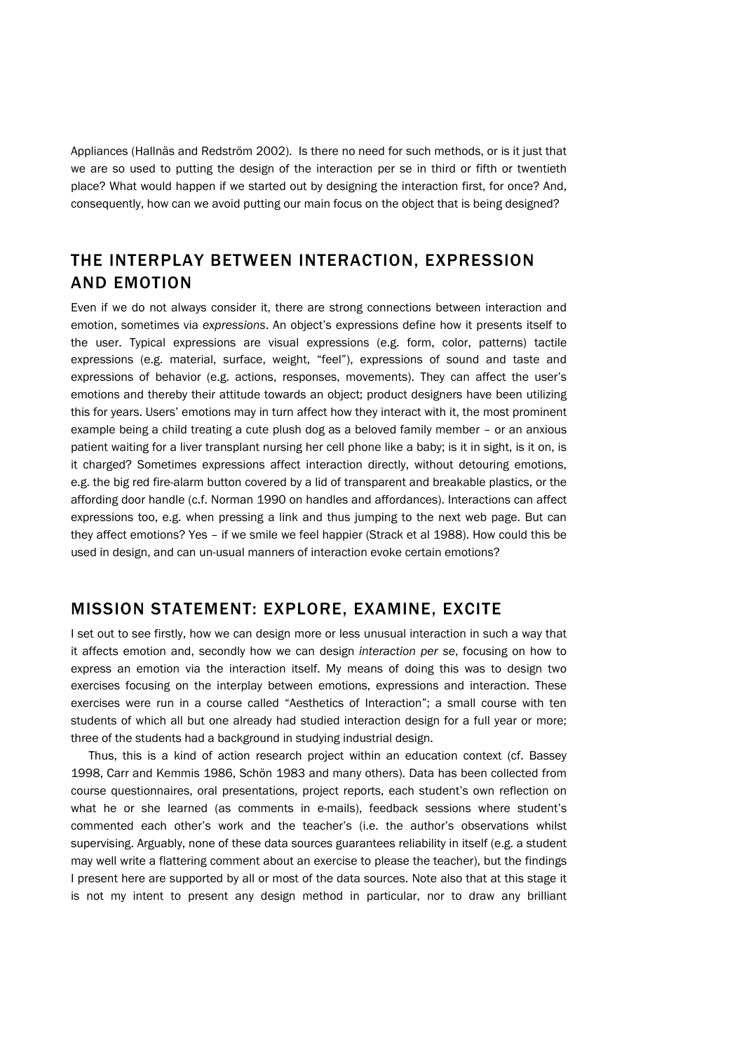Appliances (Hallnäs and Redström 2002). Is there no need for such methods, or is it just that we are so used to putting the design of the interaction per se in third or fifth or twentieth place? What would happen if we started out by designing the interaction first, for once? And, consequently, how can we avoid putting our main focus on the object that is being designed?

## THE INTERPLAY BETWEEN INTERACTION, EXPRESSION AND EMOTION

Even if we do not always consider it, there are strong connections between interaction and emotion, sometimes via *expressions*. An object's expressions define how it presents itself to the user. Typical expressions are visual expressions (e.g. form, color, patterns) tactile expressions (e.g. material, surface, weight, "feel"), expressions of sound and taste and expressions of behavior (e.g. actions, responses, movements). They can affect the user's emotions and thereby their attitude towards an object; product designers have been utilizing this for years. Users' emotions may in turn affect how they interact with it, the most prominent example being a child treating a cute plush dog as a beloved family member – or an anxious patient waiting for a liver transplant nursing her cell phone like a baby; is it in sight, is it on, is it charged? Sometimes expressions affect interaction directly, without detouring emotions, e.g. the big red fire-alarm button covered by a lid of transparent and breakable plastics, or the affording door handle (c.f. Norman 1990 on handles and affordances). Interactions can affect expressions too, e.g. when pressing a link and thus jumping to the next web page. But can they affect emotions? Yes – if we smile we feel happier (Strack et al 1988). How could this be used in design, and can un-usual manners of interaction evoke certain emotions?

## MISSION STATEMENT: EXPLORE, EXAMINE, EXCITE

I set out to see firstly, how we can design more or less unusual interaction in such a way that it affects emotion and, secondly how we can design *interaction per se*, focusing on how to express an emotion via the interaction itself. My means of doing this was to design two exercises focusing on the interplay between emotions, expressions and interaction. These exercises were run in a course called "Aesthetics of Interaction"; a small course with ten students of which all but one already had studied interaction design for a full year or more; three of the students had a background in studying industrial design.

Thus, this is a kind of action research project within an education context (cf. Bassey 1998, Carr and Kemmis 1986, Schön 1983 and many others). Data has been collected from course questionnaires, oral presentations, project reports, each student's own reflection on what he or she learned (as comments in e-mails), feedback sessions where student's commented each other's work and the teacher's (i.e. the author's observations whilst supervising. Arguably, none of these data sources guarantees reliability in itself (e.g. a student may well write a flattering comment about an exercise to please the teacher), but the findings I present here are supported by all or most of the data sources. Note also that at this stage it is not my intent to present any design method in particular, nor to draw any brilliant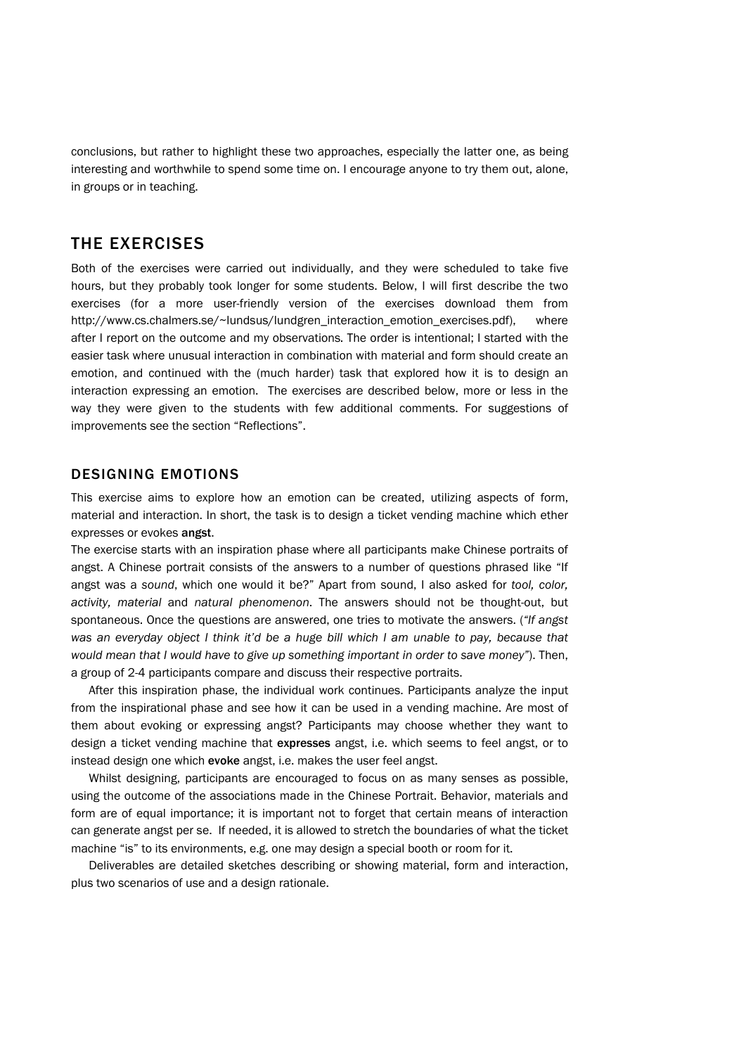conclusions, but rather to highlight these two approaches, especially the latter one, as being interesting and worthwhile to spend some time on. I encourage anyone to try them out, alone, in groups or in teaching.

## THE EXERCISES

Both of the exercises were carried out individually, and they were scheduled to take five hours, but they probably took longer for some students. Below, I will first describe the two exercises (for a more user-friendly version of the exercises download them from http://www.cs.chalmers.se/~lundsus/lundgren_interaction_emotion_exercises.pdf), where after I report on the outcome and my observations. The order is intentional; I started with the easier task where unusual interaction in combination with material and form should create an emotion, and continued with the (much harder) task that explored how it is to design an interaction expressing an emotion. The exercises are described below, more or less in the way they were given to the students with few additional comments. For suggestions of improvements see the section "Reflections".

### DESIGNING EMOTIONS

This exercise aims to explore how an emotion can be created, utilizing aspects of form, material and interaction. In short, the task is to design a ticket vending machine which ether expresses or evokes **angst**.

The exercise starts with an inspiration phase where all participants make Chinese portraits of angst. A Chinese portrait consists of the answers to a number of questions phrased like "If angst was a *sound*, which one would it be?" Apart from sound, I also asked for *tool, color, activity, material* and *natural phenomenon*. The answers should not be thought-out, but spontaneous. Once the questions are answered, one tries to motivate the answers. (*"If angst was an everyday object I think it'd be a huge bill which I am unable to pay, because that would mean that I would have to give up something important in order to save money"*). Then, a group of 2-4 participants compare and discuss their respective portraits.

After this inspiration phase, the individual work continues. Participants analyze the input from the inspirational phase and see how it can be used in a vending machine. Are most of them about evoking or expressing angst? Participants may choose whether they want to design a ticket vending machine that **expresses** angst, i.e. which seems to feel angst, or to instead design one which **evoke** angst, i.e. makes the user feel angst.

Whilst designing, participants are encouraged to focus on as many senses as possible, using the outcome of the associations made in the Chinese Portrait. Behavior, materials and form are of equal importance; it is important not to forget that certain means of interaction can generate angst per se. If needed, it is allowed to stretch the boundaries of what the ticket machine "is" to its environments, e.g. one may design a special booth or room for it.

Deliverables are detailed sketches describing or showing material, form and interaction, plus two scenarios of use and a design rationale.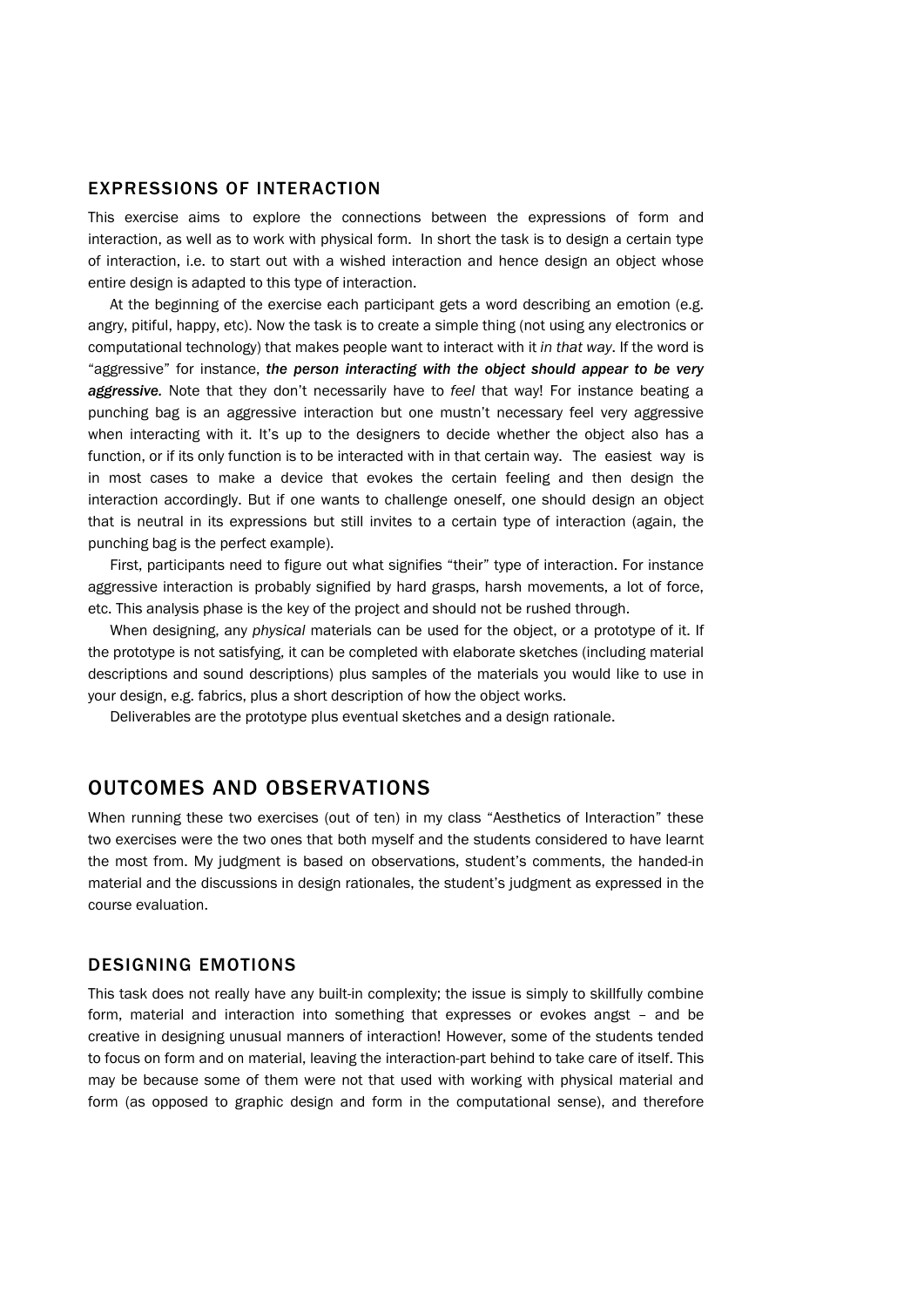### EXPRESSIONS OF INTERACTION

This exercise aims to explore the connections between the expressions of form and interaction, as well as to work with physical form. In short the task is to design a certain type of interaction, i.e. to start out with a wished interaction and hence design an object whose entire design is adapted to this type of interaction.

At the beginning of the exercise each participant gets a word describing an emotion (e.g. angry, pitiful, happy, etc). Now the task is to create a simple thing (not using any electronics or computational technology) that makes people want to interact with it *in that way*. If the word is "aggressive" for instance, ***the person interacting with the object should appear to be very aggressive.*** Note that they don't necessarily have to *feel* that way! For instance beating a punching bag is an aggressive interaction but one mustn't necessary feel very aggressive when interacting with it. It's up to the designers to decide whether the object also has a function, or if its only function is to be interacted with in that certain way. The easiest way is in most cases to make a device that evokes the certain feeling and then design the interaction accordingly. But if one wants to challenge oneself, one should design an object that is neutral in its expressions but still invites to a certain type of interaction (again, the punching bag is the perfect example).

First, participants need to figure out what signifies "their" type of interaction. For instance aggressive interaction is probably signified by hard grasps, harsh movements, a lot of force, etc. This analysis phase is the key of the project and should not be rushed through.

When designing, any *physical* materials can be used for the object, or a prototype of it. If the prototype is not satisfying, it can be completed with elaborate sketches (including material descriptions and sound descriptions) plus samples of the materials you would like to use in your design, e.g. fabrics, plus a short description of how the object works.

Deliverables are the prototype plus eventual sketches and a design rationale.

## OUTCOMES AND OBSERVATIONS

When running these two exercises (out of ten) in my class "Aesthetics of Interaction" these two exercises were the two ones that both myself and the students considered to have learnt the most from. My judgment is based on observations, student's comments, the handed-in material and the discussions in design rationales, the student's judgment as expressed in the course evaluation.

### DESIGNING EMOTIONS

This task does not really have any built-in complexity; the issue is simply to skillfully combine form, material and interaction into something that expresses or evokes angst – and be creative in designing unusual manners of interaction! However, some of the students tended to focus on form and on material, leaving the interaction-part behind to take care of itself. This may be because some of them were not that used with working with physical material and form (as opposed to graphic design and form in the computational sense), and therefore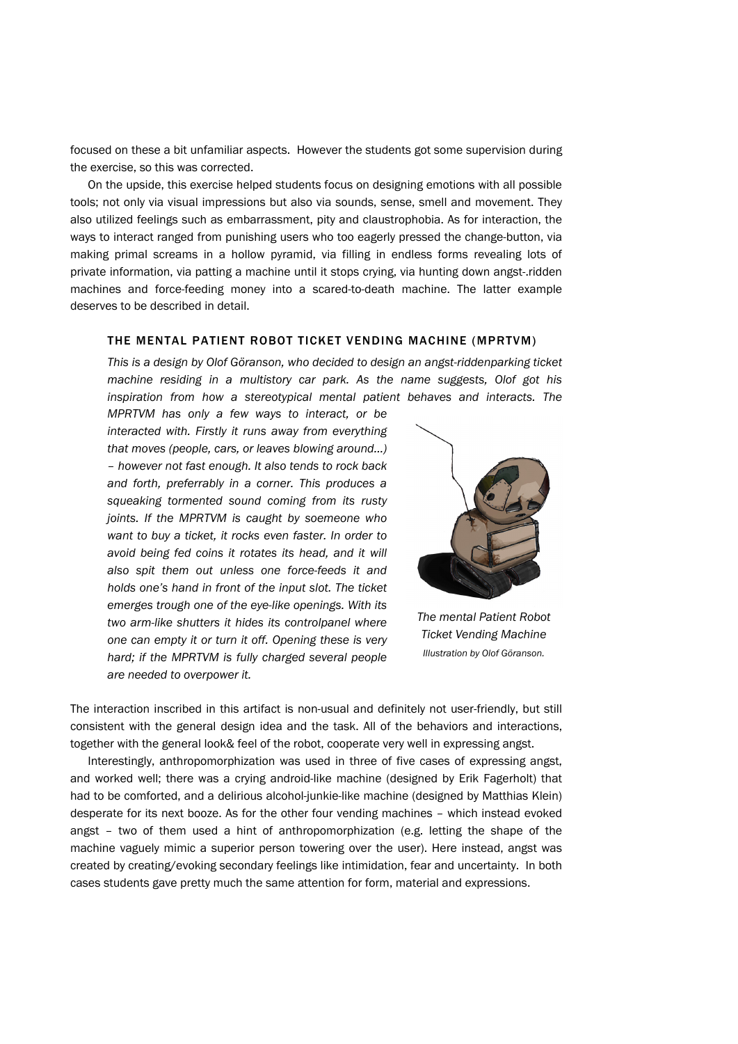focused on these a bit unfamiliar aspects. However the students got some supervision during the exercise, so this was corrected.

On the upside, this exercise helped students focus on designing emotions with all possible tools; not only via visual impressions but also via sounds, sense, smell and movement. They also utilized feelings such as embarrassment, pity and claustrophobia. As for interaction, the ways to interact ranged from punishing users who too eagerly pressed the change-button, via making primal screams in a hollow pyramid, via filling in endless forms revealing lots of private information, via patting a machine until it stops crying, via hunting down angst-.ridden machines and force-feeding money into a scared-to-death machine. The latter example deserves to be described in detail.

### THE MENTAL PATIENT ROBOT TICKET VENDING MACHINE (MPRTVM)

*This is a design by Olof Göranson, who decided to design an angst-riddenparking ticket machine residing in a multistory car park. As the name suggests, Olof got his inspiration from how a stereotypical mental patient behaves and interacts. The MPRTVM has only a few ways to interact, or be interacted with. Firstly it runs away from everything that moves (people, cars, or leaves blowing around…) – however not fast enough. It also tends to rock back and forth, preferrably in a corner. This produces a squeaking tormented sound coming from its rusty joints. If the MPRTVM is caught by soemeone who want to buy a ticket, it rocks even faster. In order to avoid being fed coins it rotates its head, and it will also spit them out unless one force-feeds it and holds one's hand in front of the input slot. The ticket emerges trough one of the eye-like openings. With its two arm-like shutters it hides its controlpanel where one can empty it or turn it off. Opening these is very hard; if the MPRTVM is fully charged several people are needed to overpower it.*

*The mental Patient Robot Ticket Vending Machine*
*Illustration by Olof Göranson.*

The interaction inscribed in this artifact is non-usual and definitely not user-friendly, but still consistent with the general design idea and the task. All of the behaviors and interactions, together with the general look& feel of the robot, cooperate very well in expressing angst.

Interestingly, anthropomorphization was used in three of five cases of expressing angst, and worked well; there was a crying android-like machine (designed by Erik Fagerholt) that had to be comforted, and a delirious alcohol-junkie-like machine (designed by Matthias Klein) desperate for its next booze. As for the other four vending machines – which instead evoked angst – two of them used a hint of anthropomorphization (e.g. letting the shape of the machine vaguely mimic a superior person towering over the user). Here instead, angst was created by creating/evoking secondary feelings like intimidation, fear and uncertainty. In both cases students gave pretty much the same attention for form, material and expressions.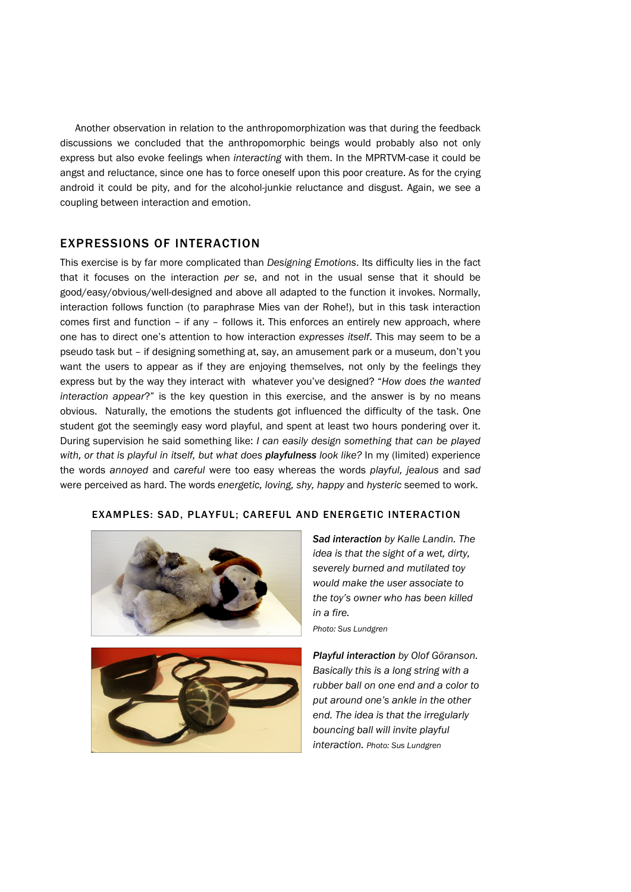Another observation in relation to the anthropomorphization was that during the feedback discussions we concluded that the anthropomorphic beings would probably also not only express but also evoke feelings when *interacting* with them. In the MPRTVM-case it could be angst and reluctance, since one has to force oneself upon this poor creature. As for the crying android it could be pity, and for the alcohol-junkie reluctance and disgust. Again, we see a coupling between interaction and emotion.

## EXPRESSIONS OF INTERACTION

This exercise is by far more complicated than *Designing Emotions*. Its difficulty lies in the fact that it focuses on the interaction *per se*, and not in the usual sense that it should be good/easy/obvious/well-designed and above all adapted to the function it invokes. Normally, interaction follows function (to paraphrase Mies van der Rohe!), but in this task interaction comes first and function – if any – follows it. This enforces an entirely new approach, where one has to direct one's attention to how interaction *expresses itself*. This may seem to be a pseudo task but – if designing something at, say, an amusement park or a museum, don't you want the users to appear as if they are enjoying themselves, not only by the feelings they express but by the way they interact with whatever you've designed? "*How does the wanted interaction appear*?" is the key question in this exercise, and the answer is by no means obvious. Naturally, the emotions the students got influenced the difficulty of the task. One student got the seemingly easy word playful, and spent at least two hours pondering over it. During supervision he said something like: *I can easily design something that can be played with, or that is playful in itself, but what does **playfulness** look like?* In my (limited) experience the words *annoyed* and *careful* were too easy whereas the words *playful, jealous* and *sad* were perceived as hard. The words *energetic, loving, shy, happy* and *hysteric* seemed to work.

### EXAMPLES: SAD, PLAYFUL; CAREFUL AND ENERGETIC INTERACTION

***Sad interaction** by Kalle Landin. The idea is that the sight of a wet, dirty, severely burned and mutilated toy would make the user associate to the toy's owner who has been killed in a fire.*

*Photo: Sus Lundgren*

***Playful interaction** by Olof Göranson. Basically this is a long string with a rubber ball on one end and a color to put around one's ankle in the other end. The idea is that the irregularly bouncing ball will invite playful interaction.* *Photo: Sus Lundgren*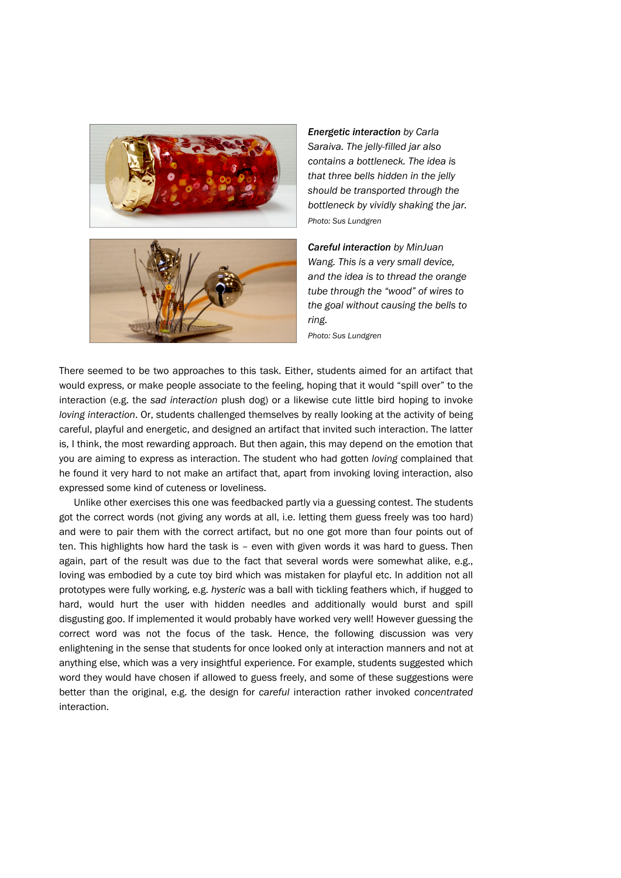***Energetic interaction*** *by Carla Saraiva. The jelly-filled jar also contains a bottleneck. The idea is that three bells hidden in the jelly should be transported through the bottleneck by vividly shaking the jar.*

*Photo: Sus Lundgren*

***Careful interaction*** *by MinJuan Wang. This is a very small device, and the idea is to thread the orange tube through the "wood" of wires to the goal without causing the bells to ring.*

*Photo: Sus Lundgren*

There seemed to be two approaches to this task. Either, students aimed for an artifact that would express, or make people associate to the feeling, hoping that it would "spill over" to the interaction (e.g. the *sad interaction* plush dog) or a likewise cute little bird hoping to invoke *loving interaction*. Or, students challenged themselves by really looking at the activity of being careful, playful and energetic, and designed an artifact that invited such interaction. The latter is, I think, the most rewarding approach. But then again, this may depend on the emotion that you are aiming to express as interaction. The student who had gotten *loving* complained that he found it very hard to not make an artifact that, apart from invoking loving interaction, also expressed some kind of cuteness or loveliness.

Unlike other exercises this one was feedbacked partly via a guessing contest. The students got the correct words (not giving any words at all, i.e. letting them guess freely was too hard) and were to pair them with the correct artifact, but no one got more than four points out of ten. This highlights how hard the task is – even with given words it was hard to guess. Then again, part of the result was due to the fact that several words were somewhat alike, e.g., loving was embodied by a cute toy bird which was mistaken for playful etc. In addition not all prototypes were fully working, e.g. *hysteric* was a ball with tickling feathers which, if hugged to hard, would hurt the user with hidden needles and additionally would burst and spill disgusting goo. If implemented it would probably have worked very well! However guessing the correct word was not the focus of the task. Hence, the following discussion was very enlightening in the sense that students for once looked only at interaction manners and not at anything else, which was a very insightful experience. For example, students suggested which word they would have chosen if allowed to guess freely, and some of these suggestions were better than the original, e.g. the design for *careful* interaction rather invoked *concentrated* interaction.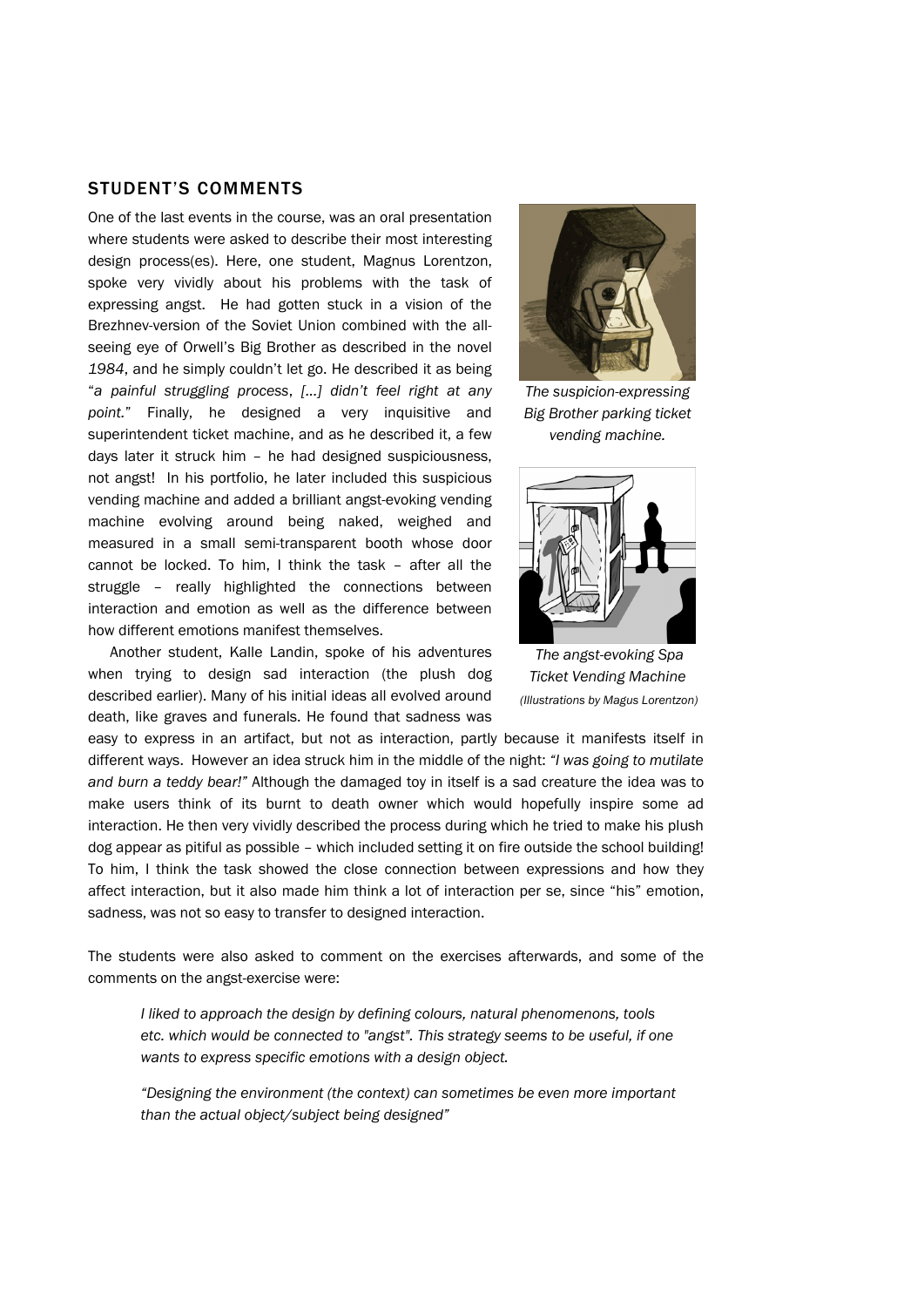## STUDENT'S COMMENTS

One of the last events in the course, was an oral presentation where students were asked to describe their most interesting design process(es). Here, one student, Magnus Lorentzon, spoke very vividly about his problems with the task of expressing angst. He had gotten stuck in a vision of the Brezhnev-version of the Soviet Union combined with the all-seeing eye of Orwell's Big Brother as described in the novel *1984*, and he simply couldn't let go. He described it as being *"a painful struggling process, [...] didn't feel right at any point."* Finally, he designed a very inquisitive and superintendent ticket machine, and as he described it, a few days later it struck him – he had designed suspiciousness, not angst! In his portfolio, he later included this suspicious vending machine and added a brilliant angst-evoking vending machine evolving around being naked, weighed and measured in a small semi-transparent booth whose door cannot be locked. To him, I think the task – after all the struggle – really highlighted the connections between interaction and emotion as well as the difference between how different emotions manifest themselves.

*The suspicion-expressing Big Brother parking ticket vending machine.*

*The angst-evoking Spa Ticket Vending Machine*

*(Illustrations by Magus Lorentzon)*

Another student, Kalle Landin, spoke of his adventures when trying to design sad interaction (the plush dog described earlier). Many of his initial ideas all evolved around death, like graves and funerals. He found that sadness was easy to express in an artifact, but not as interaction, partly because it manifests itself in different ways. However an idea struck him in the middle of the night: *"I was going to mutilate and burn a teddy bear!"* Although the damaged toy in itself is a sad creature the idea was to make users think of its burnt to death owner which would hopefully inspire some ad interaction. He then very vividly described the process during which he tried to make his plush dog appear as pitiful as possible – which included setting it on fire outside the school building! To him, I think the task showed the close connection between expressions and how they affect interaction, but it also made him think a lot of interaction per se, since "his" emotion, sadness, was not so easy to transfer to designed interaction.

The students were also asked to comment on the exercises afterwards, and some of the comments on the angst-exercise were:

> *I liked to approach the design by defining colours, natural phenomenons, tools etc. which would be connected to "angst". This strategy seems to be useful, if one wants to express specific emotions with a design object.*

> *"Designing the environment (the context) can sometimes be even more important than the actual object/subject being designed"*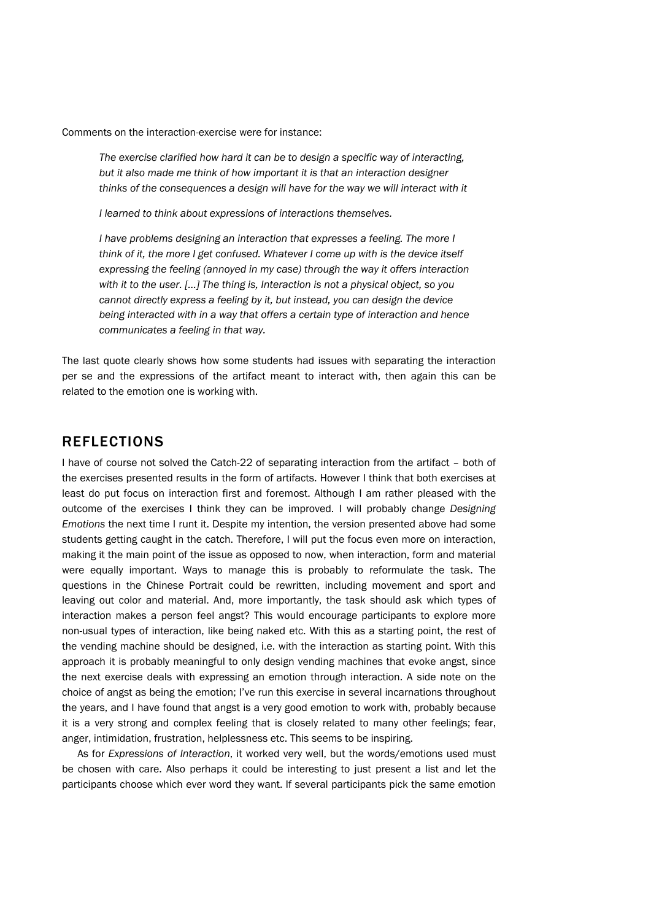Comments on the interaction-exercise were for instance:

> *The exercise clarified how hard it can be to design a specific way of interacting, but it also made me think of how important it is that an interaction designer thinks of the consequences a design will have for the way we will interact with it*
>
> *I learned to think about expressions of interactions themselves.*
>
> *I have problems designing an interaction that expresses a feeling. The more I think of it, the more I get confused. Whatever I come up with is the device itself expressing the feeling (annoyed in my case) through the way it offers interaction with it to the user. [...] The thing is, Interaction is not a physical object, so you cannot directly express a feeling by it, but instead, you can design the device being interacted with in a way that offers a certain type of interaction and hence communicates a feeling in that way.*

The last quote clearly shows how some students had issues with separating the interaction per se and the expressions of the artifact meant to interact with, then again this can be related to the emotion one is working with.

## REFLECTIONS

I have of course not solved the Catch-22 of separating interaction from the artifact – both of the exercises presented results in the form of artifacts. However I think that both exercises at least do put focus on interaction first and foremost. Although I am rather pleased with the outcome of the exercises I think they can be improved. I will probably change *Designing Emotions* the next time I runt it. Despite my intention, the version presented above had some students getting caught in the catch. Therefore, I will put the focus even more on interaction, making it the main point of the issue as opposed to now, when interaction, form and material were equally important. Ways to manage this is probably to reformulate the task. The questions in the Chinese Portrait could be rewritten, including movement and sport and leaving out color and material. And, more importantly, the task should ask which types of interaction makes a person feel angst? This would encourage participants to explore more non-usual types of interaction, like being naked etc. With this as a starting point, the rest of the vending machine should be designed, i.e. with the interaction as starting point. With this approach it is probably meaningful to only design vending machines that evoke angst, since the next exercise deals with expressing an emotion through interaction. A side note on the choice of angst as being the emotion; I've run this exercise in several incarnations throughout the years, and I have found that angst is a very good emotion to work with, probably because it is a very strong and complex feeling that is closely related to many other feelings; fear, anger, intimidation, frustration, helplessness etc. This seems to be inspiring.

As for *Expressions of Interaction*, it worked very well, but the words/emotions used must be chosen with care. Also perhaps it could be interesting to just present a list and let the participants choose which ever word they want. If several participants pick the same emotion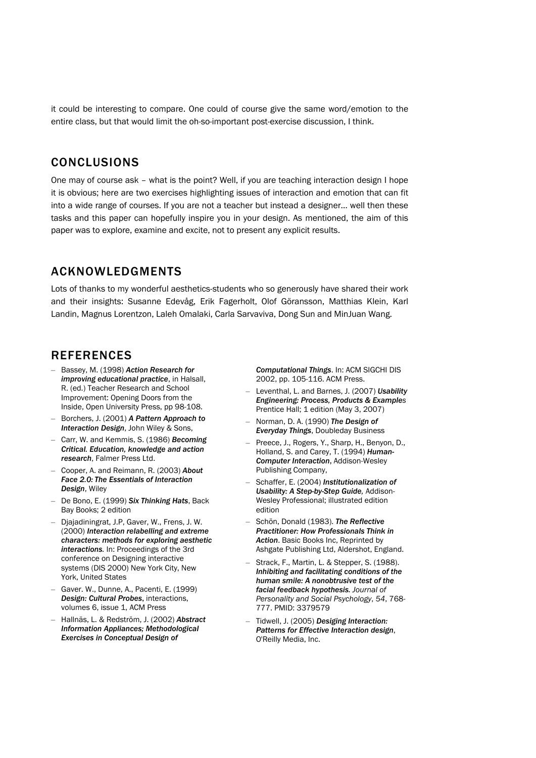it could be interesting to compare. One could of course give the same word/emotion to the entire class, but that would limit the oh-so-important post-exercise discussion, I think.

## CONCLUSIONS

One may of course ask – what is the point? Well, if you are teaching interaction design I hope it is obvious; here are two exercises highlighting issues of interaction and emotion that can fit into a wide range of courses. If you are not a teacher but instead a designer… well then these tasks and this paper can hopefully inspire you in your design. As mentioned, the aim of this paper was to explore, examine and excite, not to present any explicit results.

## ACKNOWLEDGMENTS

Lots of thanks to my wonderful aesthetics-students who so generously have shared their work and their insights: Susanne Edevåg, Erik Fagerholt, Olof Göransson, Matthias Klein, Karl Landin, Magnus Lorentzon, Laleh Omalaki, Carla Sarvaviva, Dong Sun and MinJuan Wang.

## REFERENCES

- Bassey, M. (1998) ***Action Research for improving educational practice***, in Halsall, R. (ed.) Teacher Research and School Improvement: Opening Doors from the Inside, Open University Press, pp 98-108.
- Borchers, J. (2001) ***A Pattern Approach to Interaction Design***, John Wiley & Sons,
- Carr, W. and Kemmis, S. (1986) ***Becoming Critical. Education, knowledge and action research***, Falmer Press Ltd.
- Cooper, A. and Reimann, R. (2003) ***About Face 2.0: The Essentials of Interaction Design***, Wiley
- De Bono, E. (1999) ***Six Thinking Hats***, Back Bay Books; 2 edition
- Djajadiningrat, J.P, Gaver, W., Frens, J. W. (2000) ***Interaction relabelling and extreme characters: methods for exploring aesthetic interactions.*** In: Proceedings of the 3rd conference on Designing interactive systems (DIS 2000) New York City, New York, United States
- Gaver. W., Dunne, A., Pacenti, E. (1999) ***Design: Cultural Probes***, interactions, volumes 6, issue 1, ACM Press
- Hallnäs, L. & Redström, J. (2002) ***Abstract Information Appliances; Methodological Exercises in Conceptual Design of Computational Things***. In: ACM SIGCHI DIS 2002, pp. 105-116. ACM Press.
- Leventhal, L. and Barnes, J. (2007) ***Usability Engineering: Process, Products & Example***s Prentice Hall; 1 edition (May 3, 2007)
- Norman, D. A. (1990) ***The Design of Everyday Things***, Doubleday Business
- Preece, J., Rogers, Y., Sharp, H., Benyon, D., Holland, S. and Carey, T. (1994) ***Human-Computer Interaction***, Addison-Wesley Publishing Company,
- Schaffer, E. (2004) ***Institutionalization of Usability: A Step-by-Step Guide,*** Addison-Wesley Professional; illustrated edition edition
- Schön, Donald (1983). ***The Reflective Practitioner: How Professionals Think in Action***. Basic Books Inc, Reprinted by Ashgate Publishing Ltd, Aldershot, England.
- Strack, F., Martin, L. & Stepper, S. (1988). ***Inhibiting and facilitating conditions of the human smile: A nonobtrusive test of the facial feedback hypothesis.*** *Journal of Personality and Social Psychology*, *54*, 768-777. PMID: 3379579
- Tidwell, J. (2005) ***Desiging Interaction: Patterns for Effective Interaction design***, O'Reilly Media, Inc.